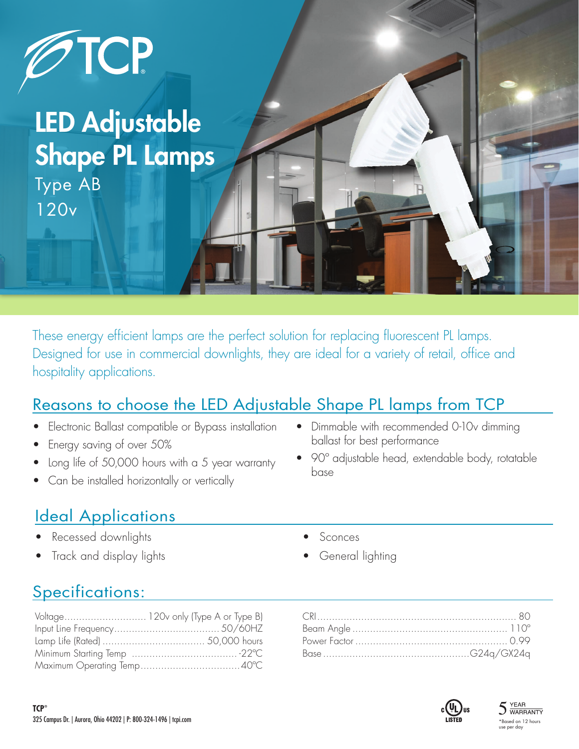# LED Adjustable Shape PL Lamps

Type AB

120v

These energy efficient lamps are the perfect solution for replacing fluorescent PL lamps. Designed for use in commercial downlights, they are ideal for a variety of retail, office and hospitality applications.

## Reasons to choose the LED Adjustable Shape PL lamps from TCP

- Electronic Ballast compatible or Bypass installation
- Energy saving of over 50%
- Long life of 50,000 hours with a 5 year warranty
- Can be installed horizontally or vertically
- Dimmable with recommended 0-10v dimming ballast for best performance
- 90° adjustable head, extendable body, rotatable base

## Ideal Applications

- Recessed downlights
- Track and display lights
- Sconces
- General lighting

## Specifications:

| Specification | Value |
|---|---|
| Voltage | 120v only (Type A or Type B) |
| Input Line Frequency | 50/60HZ |
| Lamp Life (Rated) | 50,000 hours |
| Minimum Starting Temp | -22°C |
| Maximum Operating Temp | 40°C |
| CRI | 80 |
| Beam Angle | 110° |
| Power Factor | 0.99 |
| Base | G24q/GX24q |

c UL us LISTED

5 YEAR WARRANTY

*Based on 12 hours use per day

**TCP®**
325 Campus Dr. | Aurora, Ohio 44202 | P: 800-324-1496 | tcpi.com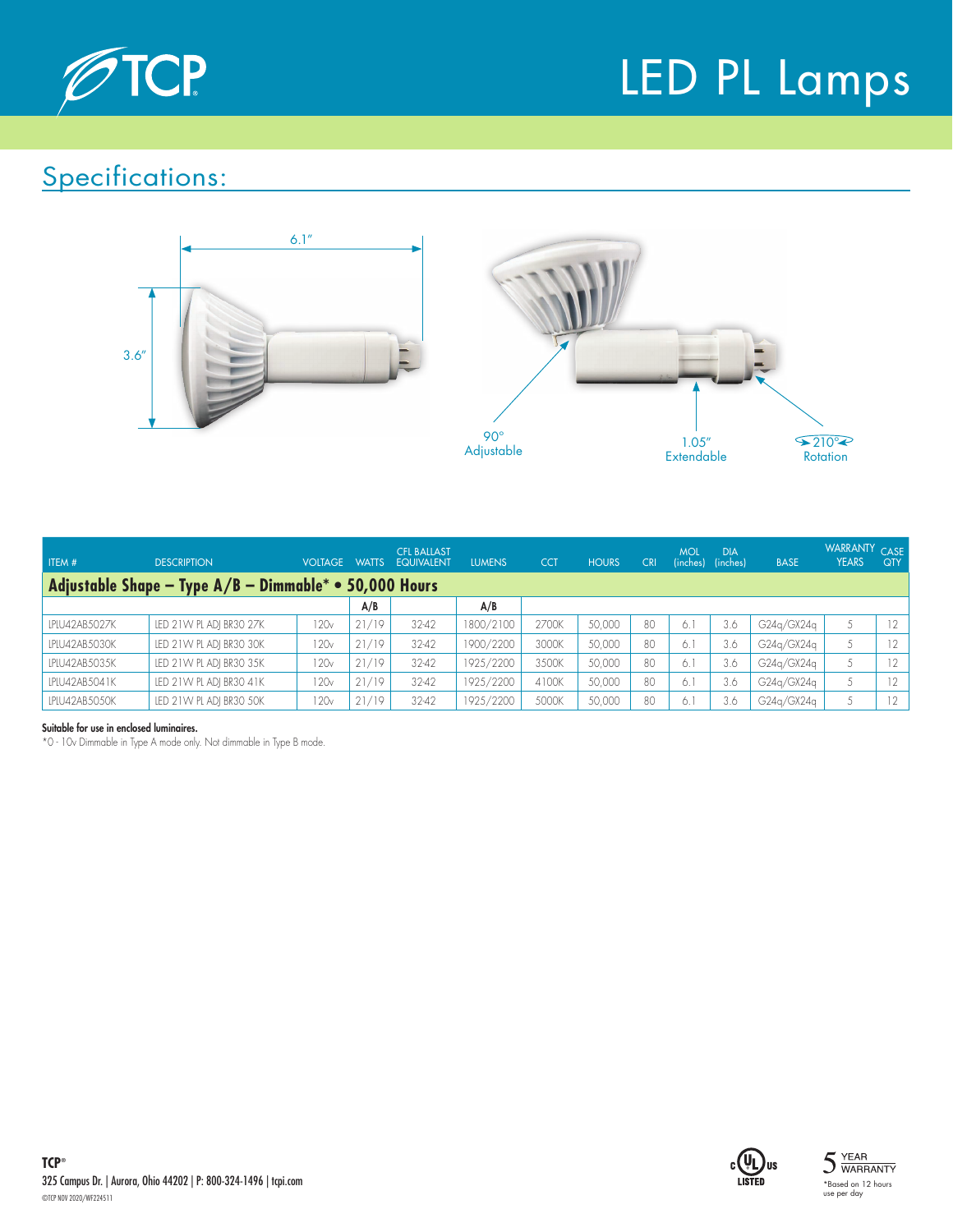# LED PL Lamps

## Specifications:

6.1″

3.6″

90° Adjustable

1.05″ Extendable

210° Rotation

| ITEM # | DESCRIPTION | VOLTAGE | WATTS | CFL BALLAST EQUIVALENT | LUMENS | CCT | HOURS | CRI | MOL (inches) | DIA (inches) | BASE | WARRANTY YEARS | CASE QTY |
|---|---|---|---|---|---|---|---|---|---|---|---|---|---|
| **Adjustable Shape – Type A/B – Dimmable* • 50,000 Hours** | | | | | | | | | | | | | |
| | | | A/B | | A/B | | | | | | | | |
| LPLU42AB5027K | LED 21W PL ADJ BR30 27K | 120v | 21/19 | 32-42 | 1800/2100 | 2700K | 50,000 | 80 | 6.1 | 3.6 | G24q/GX24q | 5 | 12 |
| LPLU42AB5030K | LED 21W PL ADJ BR30 30K | 120v | 21/19 | 32-42 | 1900/2200 | 3000K | 50,000 | 80 | 6.1 | 3.6 | G24q/GX24q | 5 | 12 |
| LPLU42AB5035K | LED 21W PL ADJ BR30 35K | 120v | 21/19 | 32-42 | 1925/2200 | 3500K | 50,000 | 80 | 6.1 | 3.6 | G24q/GX24q | 5 | 12 |
| LPLU42AB5041K | LED 21W PL ADJ BR30 41K | 120v | 21/19 | 32-42 | 1925/2200 | 4100K | 50,000 | 80 | 6.1 | 3.6 | G24q/GX24q | 5 | 12 |
| LPLU42AB5050K | LED 21W PL ADJ BR30 50K | 120v | 21/19 | 32-42 | 1925/2200 | 5000K | 50,000 | 80 | 6.1 | 3.6 | G24q/GX24q | 5 | 12 |

**Suitable for use in enclosed luminaires.**

*0 - 10v Dimmable in Type A mode only. Not dimmable in Type B mode.

TCP®
325 Campus Dr. | Aurora, Ohio 44202 | P: 800-324-1496 | tcpi.com
©TCP NOV 2020/WF224511

c UL us LISTED

5 YEAR WARRANTY
*Based on 12 hours use per day